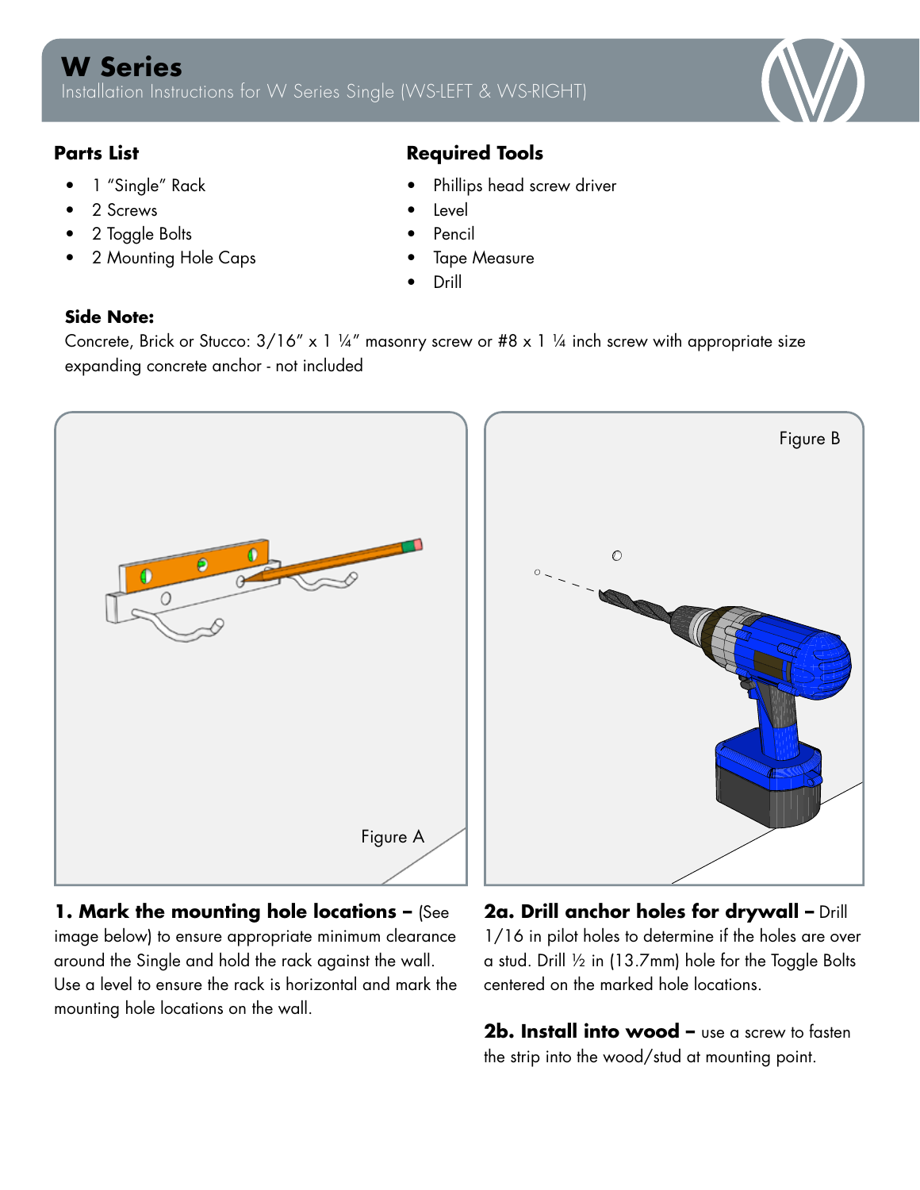# W Series

Installation Instructions for W Series Single (WS-LEFT & WS-RIGHT)

## Parts List

- 1 "Single" Rack
- 2 Screws
- 2 Toggle Bolts
- 2 Mounting Hole Caps

## Required Tools

- Phillips head screw driver
- Level
- Pencil
- Tape Measure
- Drill

**Side Note:**
Concrete, Brick or Stucco: 3/16" x 1 ¼" masonry screw or #8 x 1 ¼ inch screw with appropriate size expanding concrete anchor - not included

Figure A

Figure B

**1. Mark the mounting hole locations –** (See image below) to ensure appropriate minimum clearance around the Single and hold the rack against the wall. Use a level to ensure the rack is horizontal and mark the mounting hole locations on the wall.

**2a. Drill anchor holes for drywall –** Drill 1/16 in pilot holes to determine if the holes are over a stud. Drill ½ in (13.7mm) hole for the Toggle Bolts centered on the marked hole locations.

**2b. Install into wood –** use a screw to fasten the strip into the wood/stud at mounting point.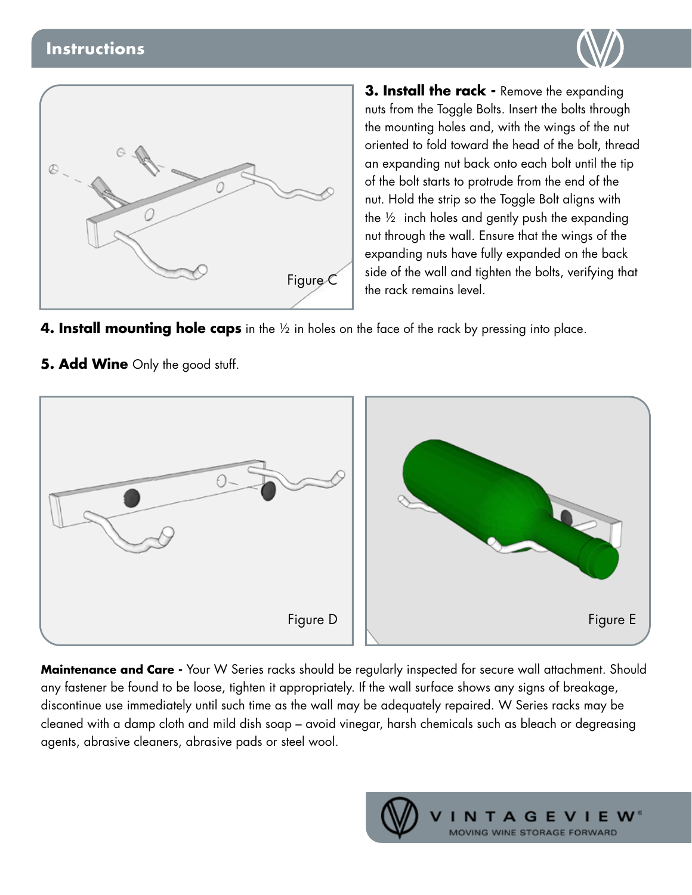## Instructions

Figure C

**3. Install the rack -** Remove the expanding nuts from the Toggle Bolts. Insert the bolts through the mounting holes and, with the wings of the nut oriented to fold toward the head of the bolt, thread an expanding nut back onto each bolt until the tip of the bolt starts to protrude from the end of the nut. Hold the strip so the Toggle Bolt aligns with the ½ inch holes and gently push the expanding nut through the wall. Ensure that the wings of the expanding nuts have fully expanded on the back side of the wall and tighten the bolts, verifying that the rack remains level.

**4. Install mounting hole caps** in the ½ in holes on the face of the rack by pressing into place.

**5. Add Wine** Only the good stuff.

Figure D

Figure E

**Maintenance and Care -** Your W Series racks should be regularly inspected for secure wall attachment. Should any fastener be found to be loose, tighten it appropriately. If the wall surface shows any signs of breakage, discontinue use immediately until such time as the wall may be adequately repaired. W Series racks may be cleaned with a damp cloth and mild dish soap – avoid vinegar, harsh chemicals such as bleach or degreasing agents, abrasive cleaners, abrasive pads or steel wool.

VINTAGEVIEW®
MOVING WINE STORAGE FORWARD